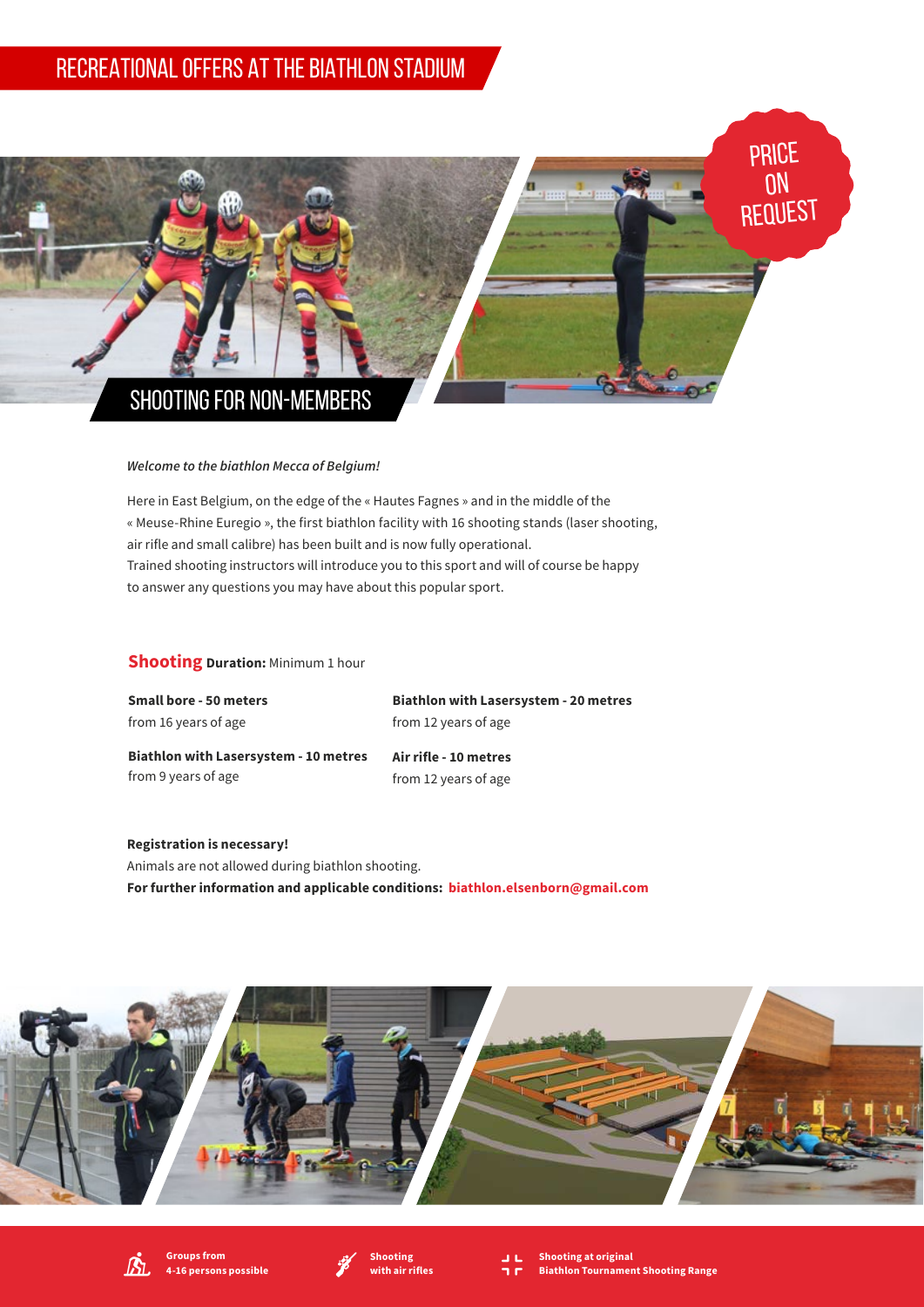# RECREATIONAL OFFERS AT THE BIATHLON STADIUM

PRICE ON REQUEST

## SHOOTING FOR NON-MEMBERS

***Welcome to the biathlon Mecca of Belgium!***

Here in East Belgium, on the edge of the « Hautes Fagnes » and in the middle of the « Meuse-Rhine Euregio », the first biathlon facility with 16 shooting stands (laser shooting, air rifle and small calibre) has been built and is now fully operational.
Trained shooting instructors will introduce you to this sport and will of course be happy to answer any questions you may have about this popular sport.

### Shooting **Duration:** Minimum 1 hour

**Small bore - 50 meters**
from 16 years of age

**Biathlon with Lasersystem - 20 metres**
from 12 years of age

**Biathlon with Lasersystem - 10 metres**
from 9 years of age

**Air rifle - 10 metres**
from 12 years of age

**Registration is necessary!**
Animals are not allowed during biathlon shooting.
**For further information and applicable conditions: biathlon.elsenborn@gmail.com**

**Groups from 4-16 persons possible**

**Shooting with air rifles**

**Shooting at original Biathlon Tournament Shooting Range**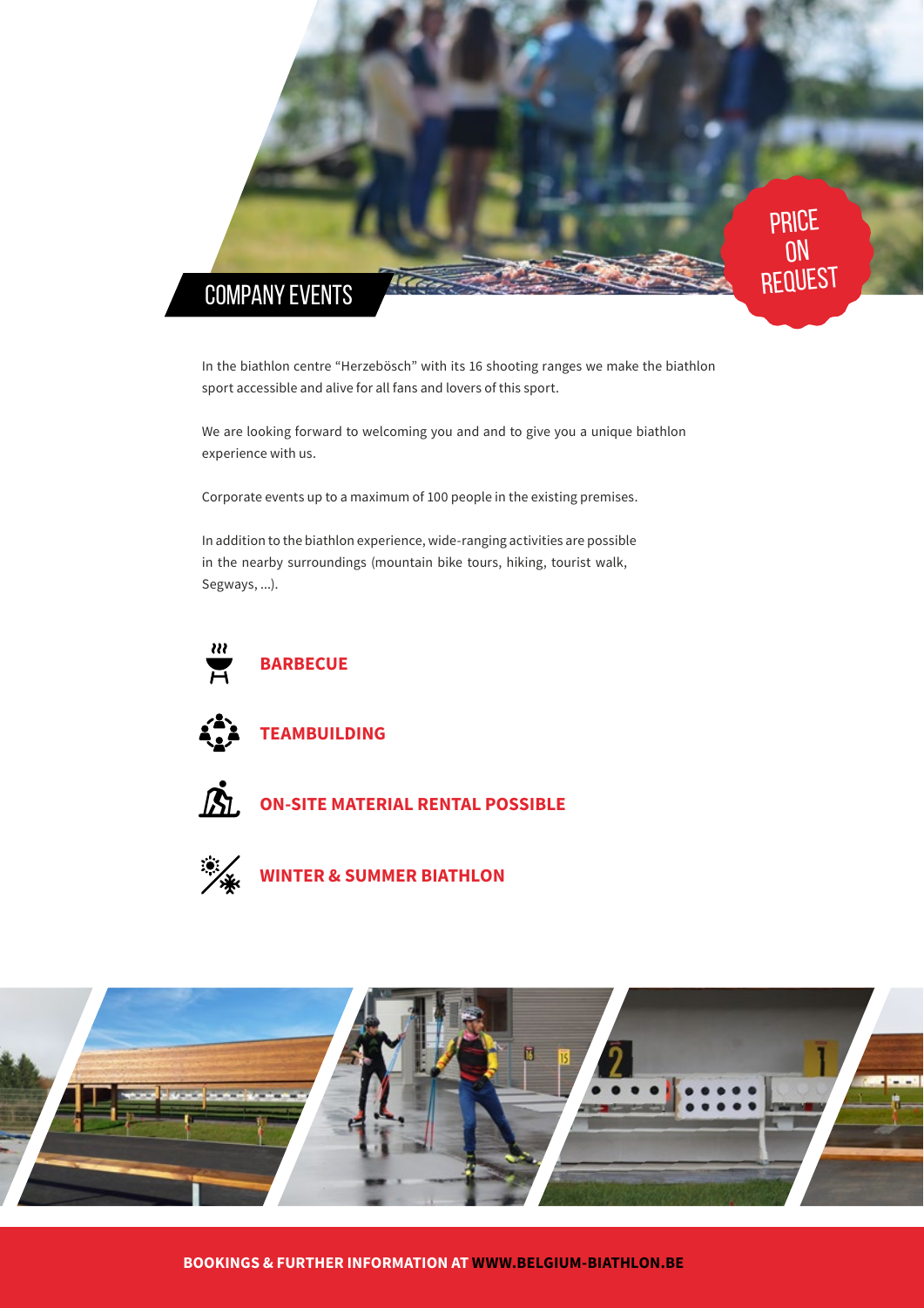## COMPANY EVENTS

PRICE ON REQUEST

In the biathlon centre "Herzebösch" with its 16 shooting ranges we make the biathlon sport accessible and alive for all fans and lovers of this sport.

We are looking forward to welcoming you and and to give you a unique biathlon experience with us.

Corporate events up to a maximum of 100 people in the existing premises.

In addition to the biathlon experience, wide-ranging activities are possible in the nearby surroundings (mountain bike tours, hiking, tourist walk, Segways, ...).

**BARBECUE**

**TEAMBUILDING**

**ON-SITE MATERIAL RENTAL POSSIBLE**

**WINTER & SUMMER BIATHLON**

**BOOKINGS & FURTHER INFORMATION AT WWW.BELGIUM-BIATHLON.BE**